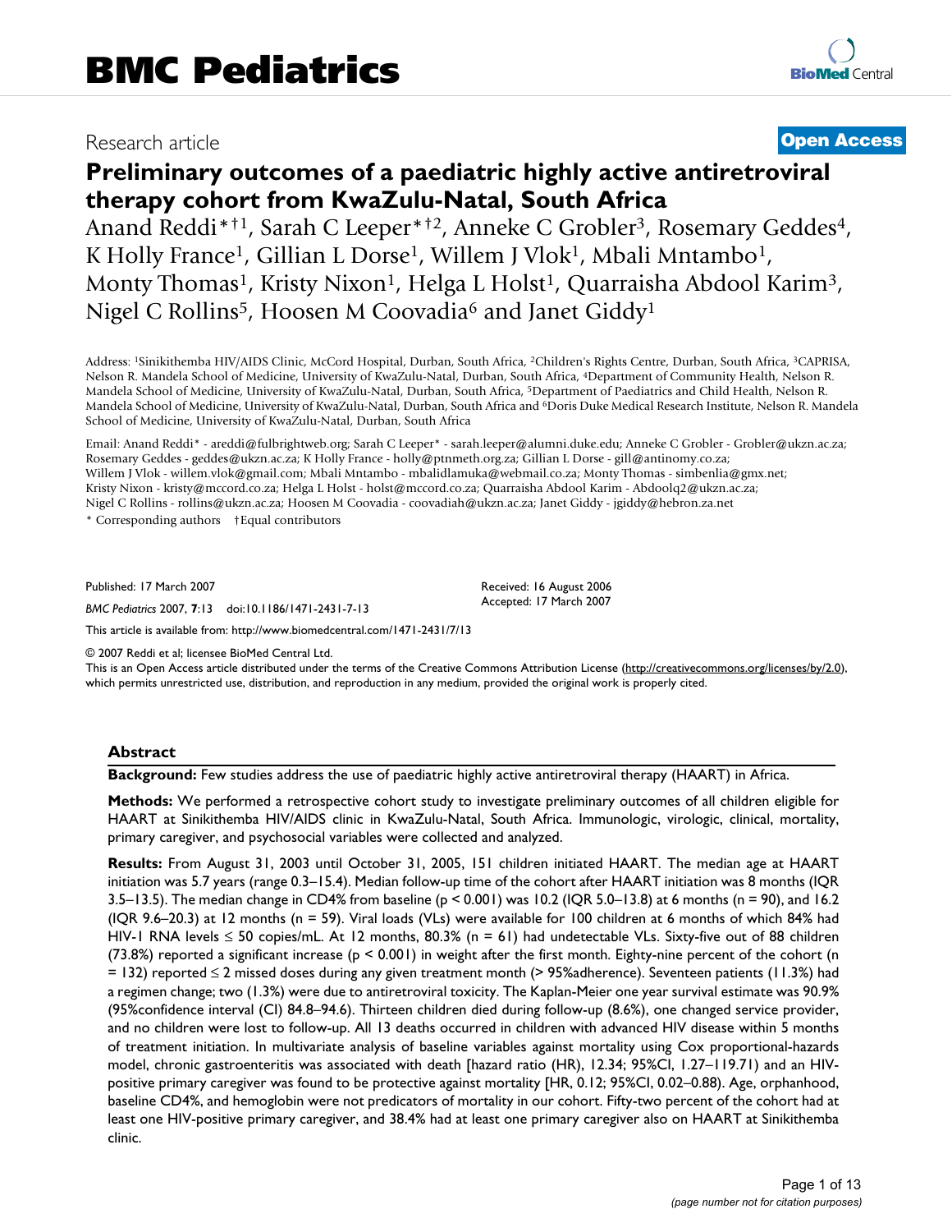BMC Pediatrics

Research article

**Open Access**

# Preliminary outcomes of a paediatric highly active antiretroviral therapy cohort from KwaZulu-Natal, South Africa

Anand Reddi*†[1], Sarah C Leeper*†[2], Anneke C Grobler[3], Rosemary Geddes[4], K Holly France[1], Gillian L Dorse[1], Willem J Vlok[1], Mbali Mntambo[1], Monty Thomas[1], Kristy Nixon[1], Helga L Holst[1], Quarraisha Abdool Karim[3], Nigel C Rollins[5], Hoosen M Coovadia[6] and Janet Giddy[1]

Address: [1]Sinikithemba HIV/AIDS Clinic, McCord Hospital, Durban, South Africa, [2]Children's Rights Centre, Durban, South Africa, [3]CAPRISA, Nelson R. Mandela School of Medicine, University of KwaZulu-Natal, Durban, South Africa, [4]Department of Community Health, Nelson R. Mandela School of Medicine, University of KwaZulu-Natal, Durban, South Africa, [5]Department of Paediatrics and Child Health, Nelson R. Mandela School of Medicine, University of KwaZulu-Natal, Durban, South Africa and [6]Doris Duke Medical Research Institute, Nelson R. Mandela School of Medicine, University of KwaZulu-Natal, Durban, South Africa

Email: Anand Reddi* - areddi@fulbrightweb.org; Sarah C Leeper* - sarah.leeper@alumni.duke.edu; Anneke C Grobler - Grobler@ukzn.ac.za; Rosemary Geddes - geddes@ukzn.ac.za; K Holly France - holly@ptnmeth.org.za; Gillian L Dorse - gill@antinomy.co.za; Willem J Vlok - willem.vlok@gmail.com; Mbali Mntambo - mbalidlamuka@webmail.co.za; Monty Thomas - simbenlia@gmx.net; Kristy Nixon - kristy@mccord.co.za; Helga L Holst - holst@mccord.co.za; Quarraisha Abdool Karim - Abdoolq2@ukzn.ac.za; Nigel C Rollins - rollins@ukzn.ac.za; Hoosen M Coovadia - coovadiah@ukzn.ac.za; Janet Giddy - jgiddy@hebron.za.net

\* Corresponding authors †Equal contributors

Published: 17 March 2007

*BMC Pediatrics* 2007, **7**:13 doi:10.1186/1471-2431-7-13

Received: 16 August 2006
Accepted: 17 March 2007

This article is available from: http://www.biomedcentral.com/1471-2431/7/13

© 2007 Reddi et al; licensee BioMed Central Ltd.
This is an Open Access article distributed under the terms of the Creative Commons Attribution License (http://creativecommons.org/licenses/by/2.0), which permits unrestricted use, distribution, and reproduction in any medium, provided the original work is properly cited.

## Abstract

**Background:** Few studies address the use of paediatric highly active antiretroviral therapy (HAART) in Africa.

**Methods:** We performed a retrospective cohort study to investigate preliminary outcomes of all children eligible for HAART at Sinikithemba HIV/AIDS clinic in KwaZulu-Natal, South Africa. Immunologic, virologic, clinical, mortality, primary caregiver, and psychosocial variables were collected and analyzed.

**Results:** From August 31, 2003 until October 31, 2005, 151 children initiated HAART. The median age at HAART initiation was 5.7 years (range 0.3–15.4). Median follow-up time of the cohort after HAART initiation was 8 months (IQR 3.5–13.5). The median change in CD4% from baseline ($p < 0.001$) was 10.2 (IQR 5.0–13.8) at 6 months (n = 90), and 16.2 (IQR 9.6–20.3) at 12 months (n = 59). Viral loads (VLs) were available for 100 children at 6 months of which 84% had HIV-1 RNA levels ≤ 50 copies/mL. At 12 months, 80.3% (n = 61) had undetectable VLs. Sixty-five out of 88 children (73.8%) reported a significant increase ($p < 0.001$) in weight after the first month. Eighty-nine percent of the cohort (n = 132) reported ≤ 2 missed doses during any given treatment month (> 95%adherence). Seventeen patients (11.3%) had a regimen change; two (1.3%) were due to antiretroviral toxicity. The Kaplan-Meier one year survival estimate was 90.9% (95%confidence interval (CI) 84.8–94.6). Thirteen children died during follow-up (8.6%), one changed service provider, and no children were lost to follow-up. All 13 deaths occurred in children with advanced HIV disease within 5 months of treatment initiation. In multivariate analysis of baseline variables against mortality using Cox proportional-hazards model, chronic gastroenteritis was associated with death [hazard ratio (HR), 12.34; 95%CI, 1.27–119.71) and an HIV-positive primary caregiver was found to be protective against mortality [HR, 0.12; 95%CI, 0.02–0.88). Age, orphanhood, baseline CD4%, and hemoglobin were not predicators of mortality in our cohort. Fifty-two percent of the cohort had at least one HIV-positive primary caregiver, and 38.4% had at least one primary caregiver also on HAART at Sinikithemba clinic.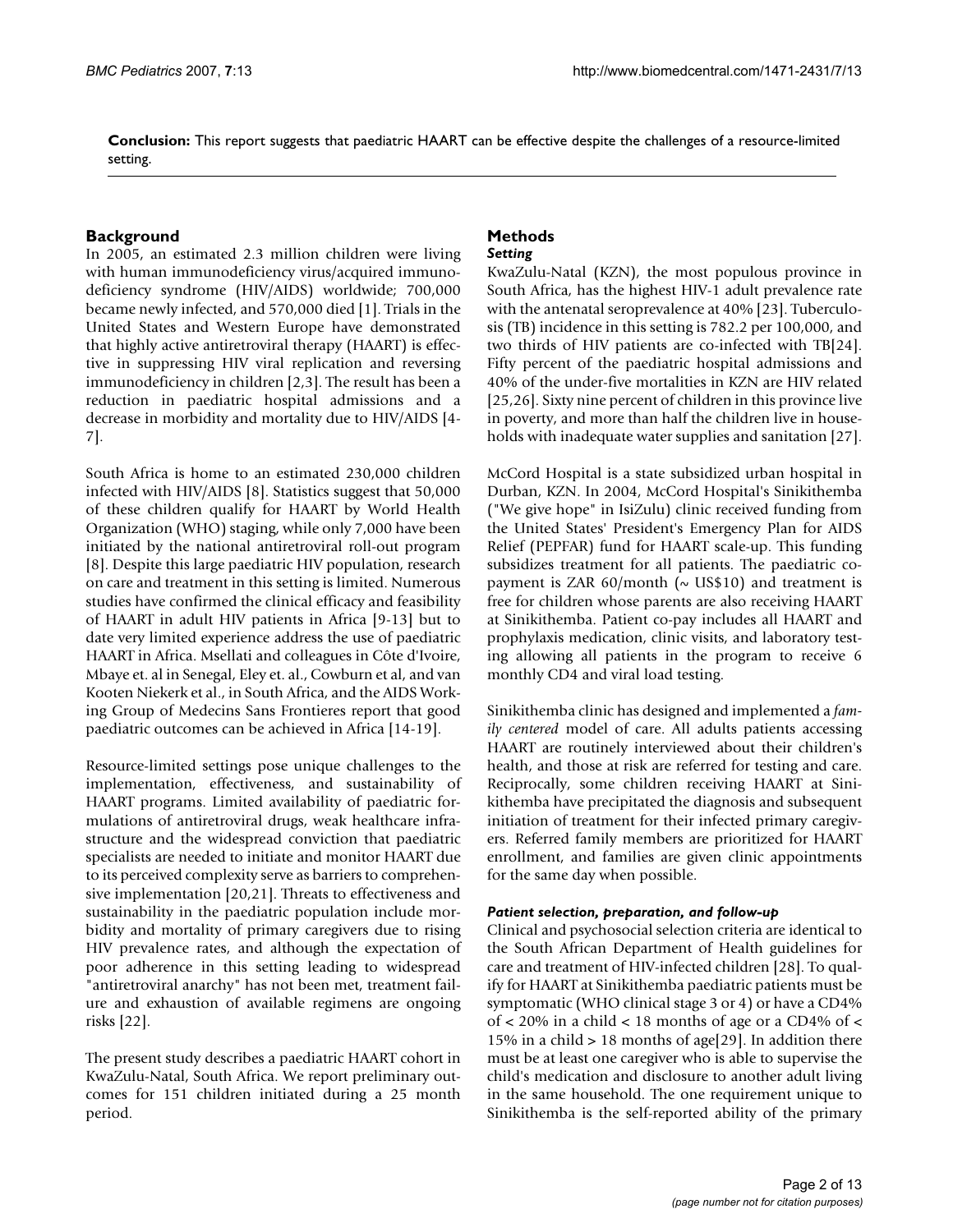**Conclusion:** This report suggests that paediatric HAART can be effective despite the challenges of a resource-limited setting.

## Background

In 2005, an estimated 2.3 million children were living with human immunodeficiency virus/acquired immunodeficiency syndrome (HIV/AIDS) worldwide; 700,000 became newly infected, and 570,000 died [1]. Trials in the United States and Western Europe have demonstrated that highly active antiretroviral therapy (HAART) is effective in suppressing HIV viral replication and reversing immunodeficiency in children [2,3]. The result has been a reduction in paediatric hospital admissions and a decrease in morbidity and mortality due to HIV/AIDS [4-7].

South Africa is home to an estimated 230,000 children infected with HIV/AIDS [8]. Statistics suggest that 50,000 of these children qualify for HAART by World Health Organization (WHO) staging, while only 7,000 have been initiated by the national antiretroviral roll-out program [8]. Despite this large paediatric HIV population, research on care and treatment in this setting is limited. Numerous studies have confirmed the clinical efficacy and feasibility of HAART in adult HIV patients in Africa [9-13] but to date very limited experience address the use of paediatric HAART in Africa. Msellati and colleagues in Côte d'Ivoire, Mbaye et. al in Senegal, Eley et. al., Cowburn et al, and van Kooten Niekerk et al., in South Africa, and the AIDS Working Group of Medecins Sans Frontieres report that good paediatric outcomes can be achieved in Africa [14-19].

Resource-limited settings pose unique challenges to the implementation, effectiveness, and sustainability of HAART programs. Limited availability of paediatric formulations of antiretroviral drugs, weak healthcare infrastructure and the widespread conviction that paediatric specialists are needed to initiate and monitor HAART due to its perceived complexity serve as barriers to comprehensive implementation [20,21]. Threats to effectiveness and sustainability in the paediatric population include morbidity and mortality of primary caregivers due to rising HIV prevalence rates, and although the expectation of poor adherence in this setting leading to widespread "antiretroviral anarchy" has not been met, treatment failure and exhaustion of available regimens are ongoing risks [22].

The present study describes a paediatric HAART cohort in KwaZulu-Natal, South Africa. We report preliminary outcomes for 151 children initiated during a 25 month period.

## Methods

### *Setting*

KwaZulu-Natal (KZN), the most populous province in South Africa, has the highest HIV-1 adult prevalence rate with the antenatal seroprevalence at 40% [23]. Tuberculosis (TB) incidence in this setting is 782.2 per 100,000, and two thirds of HIV patients are co-infected with TB[24]. Fifty percent of the paediatric hospital admissions and 40% of the under-five mortalities in KZN are HIV related [25,26]. Sixty nine percent of children in this province live in poverty, and more than half the children live in households with inadequate water supplies and sanitation [27].

McCord Hospital is a state subsidized urban hospital in Durban, KZN. In 2004, McCord Hospital's Sinikithemba ("We give hope" in IsiZulu) clinic received funding from the United States' President's Emergency Plan for AIDS Relief (PEPFAR) fund for HAART scale-up. This funding subsidizes treatment for all patients. The paediatric co-payment is ZAR 60/month (~ US$10) and treatment is free for children whose parents are also receiving HAART at Sinikithemba. Patient co-pay includes all HAART and prophylaxis medication, clinic visits, and laboratory testing allowing all patients in the program to receive 6 monthly CD4 and viral load testing.

Sinikithemba clinic has designed and implemented a *family centered* model of care. All adults patients accessing HAART are routinely interviewed about their children's health, and those at risk are referred for testing and care. Reciprocally, some children receiving HAART at Sinikithemba have precipitated the diagnosis and subsequent initiation of treatment for their infected primary caregivers. Referred family members are prioritized for HAART enrollment, and families are given clinic appointments for the same day when possible.

### *Patient selection, preparation, and follow-up*

Clinical and psychosocial selection criteria are identical to the South African Department of Health guidelines for care and treatment of HIV-infected children [28]. To qualify for HAART at Sinikithemba paediatric patients must be symptomatic (WHO clinical stage 3 or 4) or have a CD4% of < 20% in a child < 18 months of age or a CD4% of < 15% in a child > 18 months of age[29]. In addition there must be at least one caregiver who is able to supervise the child's medication and disclosure to another adult living in the same household. The one requirement unique to Sinikithemba is the self-reported ability of the primary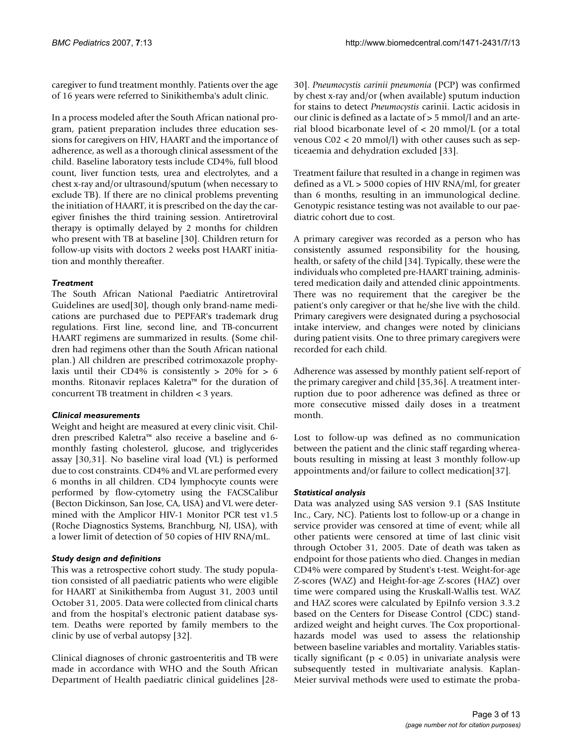caregiver to fund treatment monthly. Patients over the age of 16 years were referred to Sinikithemba's adult clinic.

In a process modeled after the South African national program, patient preparation includes three education sessions for caregivers on HIV, HAART and the importance of adherence, as well as a thorough clinical assessment of the child. Baseline laboratory tests include CD4%, full blood count, liver function tests, urea and electrolytes, and a chest x-ray and/or ultrasound/sputum (when necessary to exclude TB). If there are no clinical problems preventing the initiation of HAART, it is prescribed on the day the caregiver finishes the third training session. Antiretroviral therapy is optimally delayed by 2 months for children who present with TB at baseline [30]. Children return for follow-up visits with doctors 2 weeks post HAART initiation and monthly thereafter.

### *Treatment*

The South African National Paediatric Antiretroviral Guidelines are used[30], though only brand-name medications are purchased due to PEPFAR's trademark drug regulations. First line, second line, and TB-concurrent HAART regimens are summarized in results. (Some children had regimens other than the South African national plan.) All children are prescribed cotrimoxazole prophylaxis until their CD4% is consistently > 20% for > 6 months. Ritonavir replaces Kaletra™ for the duration of concurrent TB treatment in children < 3 years.

### *Clinical measurements*

Weight and height are measured at every clinic visit. Children prescribed Kaletra™ also receive a baseline and 6-monthly fasting cholesterol, glucose, and triglycerides assay [30,31]. No baseline viral load (VL) is performed due to cost constraints. CD4% and VL are performed every 6 months in all children. CD4 lymphocyte counts were performed by flow-cytometry using the FACSCalibur (Becton Dickinson, San Jose, CA, USA) and VL were determined with the Amplicor HIV-1 Monitor PCR test v1.5 (Roche Diagnostics Systems, Branchburg, NJ, USA), with a lower limit of detection of 50 copies of HIV RNA/mL.

### *Study design and definitions*

This was a retrospective cohort study. The study population consisted of all paediatric patients who were eligible for HAART at Sinikithemba from August 31, 2003 until October 31, 2005. Data were collected from clinical charts and from the hospital's electronic patient database system. Deaths were reported by family members to the clinic by use of verbal autopsy [32].

Clinical diagnoses of chronic gastroenteritis and TB were made in accordance with WHO and the South African Department of Health paediatric clinical guidelines [28-30]. *Pneumocystis carinii pneumonia* (PCP) was confirmed by chest x-ray and/or (when available) sputum induction for stains to detect *Pneumocystis* carinii. Lactic acidosis in our clinic is defined as a lactate of > 5 mmol/l and an arterial blood bicarbonate level of < 20 mmol/L (or a total venous C02 < 20 mmol/l) with other causes such as septiceaemia and dehydration excluded [33].

Treatment failure that resulted in a change in regimen was defined as a VL > 5000 copies of HIV RNA/ml, for greater than 6 months, resulting in an immunological decline. Genotypic resistance testing was not available to our paediatric cohort due to cost.

A primary caregiver was recorded as a person who has consistently assumed responsibility for the housing, health, or safety of the child [34]. Typically, these were the individuals who completed pre-HAART training, administered medication daily and attended clinic appointments. There was no requirement that the caregiver be the patient's only caregiver or that he/she live with the child. Primary caregivers were designated during a psychosocial intake interview, and changes were noted by clinicians during patient visits. One to three primary caregivers were recorded for each child.

Adherence was assessed by monthly patient self-report of the primary caregiver and child [35,36]. A treatment interruption due to poor adherence was defined as three or more consecutive missed daily doses in a treatment month.

Lost to follow-up was defined as no communication between the patient and the clinic staff regarding whereabouts resulting in missing at least 3 monthly follow-up appointments and/or failure to collect medication[37].

### *Statistical analysis*

Data was analyzed using SAS version 9.1 (SAS Institute Inc., Cary, NC). Patients lost to follow-up or a change in service provider was censored at time of event; while all other patients were censored at time of last clinic visit through October 31, 2005. Date of death was taken as endpoint for those patients who died. Changes in median CD4% were compared by Student's t-test. Weight-for-age Z-scores (WAZ) and Height-for-age Z-scores (HAZ) over time were compared using the Kruskall-Wallis test. WAZ and HAZ scores were calculated by EpiInfo version 3.3.2 based on the Centers for Disease Control (CDC) standardized weight and height curves. The Cox proportional-hazards model was used to assess the relationship between baseline variables and mortality. Variables statistically significant ($p < 0.05$) in univariate analysis were subsequently tested in multivariate analysis. Kaplan-Meier survival methods were used to estimate the proba-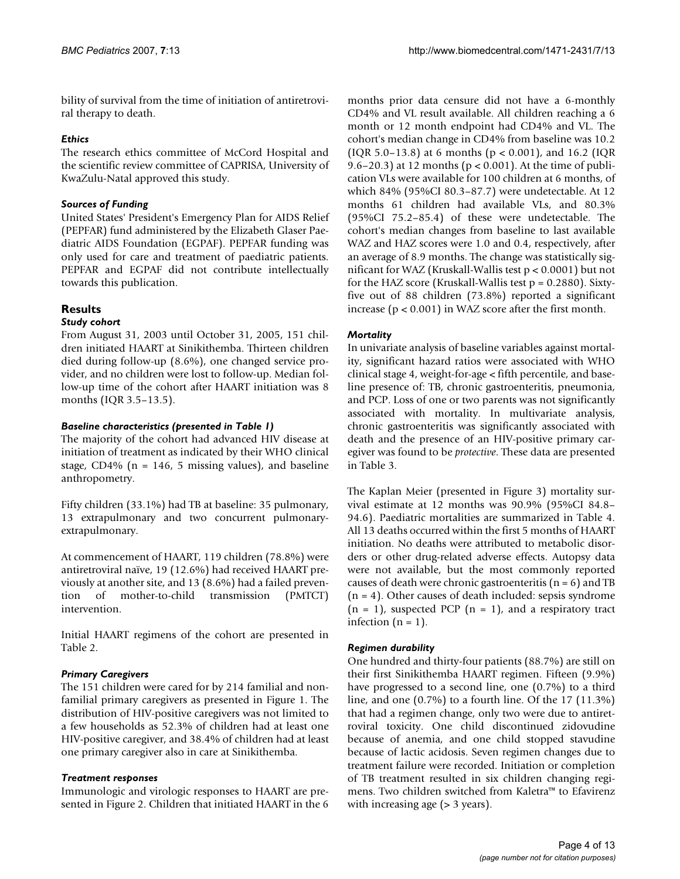bility of survival from the time of initiation of antiretroviral therapy to death.

### *Ethics*

The research ethics committee of McCord Hospital and the scientific review committee of CAPRISA, University of KwaZulu-Natal approved this study.

### *Sources of Funding*

United States' President's Emergency Plan for AIDS Relief (PEPFAR) fund administered by the Elizabeth Glaser Paediatric AIDS Foundation (EGPAF). PEPFAR funding was only used for care and treatment of paediatric patients. PEPFAR and EGPAF did not contribute intellectually towards this publication.

## Results

### *Study cohort*

From August 31, 2003 until October 31, 2005, 151 children initiated HAART at Sinikithemba. Thirteen children died during follow-up (8.6%), one changed service provider, and no children were lost to follow-up. Median follow-up time of the cohort after HAART initiation was 8 months (IQR 3.5–13.5).

### *Baseline characteristics (presented in Table 1)*

The majority of the cohort had advanced HIV disease at initiation of treatment as indicated by their WHO clinical stage, CD4% (n = 146, 5 missing values), and baseline anthropometry.

Fifty children (33.1%) had TB at baseline: 35 pulmonary, 13 extrapulmonary and two concurrent pulmonary-extrapulmonary.

At commencement of HAART, 119 children (78.8%) were antiretroviral naïve, 19 (12.6%) had received HAART previously at another site, and 13 (8.6%) had a failed prevention of mother-to-child transmission (PMTCT) intervention.

Initial HAART regimens of the cohort are presented in Table 2.

### *Primary Caregivers*

The 151 children were cared for by 214 familial and non-familial primary caregivers as presented in Figure 1. The distribution of HIV-positive caregivers was not limited to a few households as 52.3% of children had at least one HIV-positive caregiver, and 38.4% of children had at least one primary caregiver also in care at Sinikithemba.

### *Treatment responses*

Immunologic and virologic responses to HAART are presented in Figure 2. Children that initiated HAART in the 6 months prior data censure did not have a 6-monthly CD4% and VL result available. All children reaching a 6 month or 12 month endpoint had CD4% and VL. The cohort's median change in CD4% from baseline was 10.2 (IQR 5.0–13.8) at 6 months ($p < 0.001$), and 16.2 (IQR 9.6–20.3) at 12 months ($p < 0.001$). At the time of publication VLs were available for 100 children at 6 months, of which 84% (95%CI 80.3–87.7) were undetectable. At 12 months 61 children had available VLs, and 80.3% (95%CI 75.2–85.4) of these were undetectable. The cohort's median changes from baseline to last available WAZ and HAZ scores were 1.0 and 0.4, respectively, after an average of 8.9 months. The change was statistically significant for WAZ (Kruskall-Wallis test $p < 0.0001$) but not for the HAZ score (Kruskall-Wallis test $p = 0.2880$). Sixty-five out of 88 children (73.8%) reported a significant increase ($p < 0.001$) in WAZ score after the first month.

### *Mortality*

In univariate analysis of baseline variables against mortality, significant hazard ratios were associated with WHO clinical stage 4, weight-for-age < fifth percentile, and baseline presence of: TB, chronic gastroenteritis, pneumonia, and PCP. Loss of one or two parents was not significantly associated with mortality. In multivariate analysis, chronic gastroenteritis was significantly associated with death and the presence of an HIV-positive primary caregiver was found to be *protective*. These data are presented in Table 3.

The Kaplan Meier (presented in Figure 3) mortality survival estimate at 12 months was 90.9% (95%CI 84.8–94.6). Paediatric mortalities are summarized in Table 4. All 13 deaths occurred within the first 5 months of HAART initiation. No deaths were attributed to metabolic disorders or other drug-related adverse effects. Autopsy data were not available, but the most commonly reported causes of death were chronic gastroenteritis (n = 6) and TB (n = 4). Other causes of death included: sepsis syndrome (n = 1), suspected PCP (n = 1), and a respiratory tract infection (n = 1).

### *Regimen durability*

One hundred and thirty-four patients (88.7%) are still on their first Sinikithemba HAART regimen. Fifteen (9.9%) have progressed to a second line, one (0.7%) to a third line, and one (0.7%) to a fourth line. Of the 17 (11.3%) that had a regimen change, only two were due to antiretroviral toxicity. One child discontinued zidovudine because of anemia, and one child stopped stavudine because of lactic acidosis. Seven regimen changes due to treatment failure were recorded. Initiation or completion of TB treatment resulted in six children changing regimens. Two children switched from Kaletra™ to Efavirenz with increasing age (> 3 years).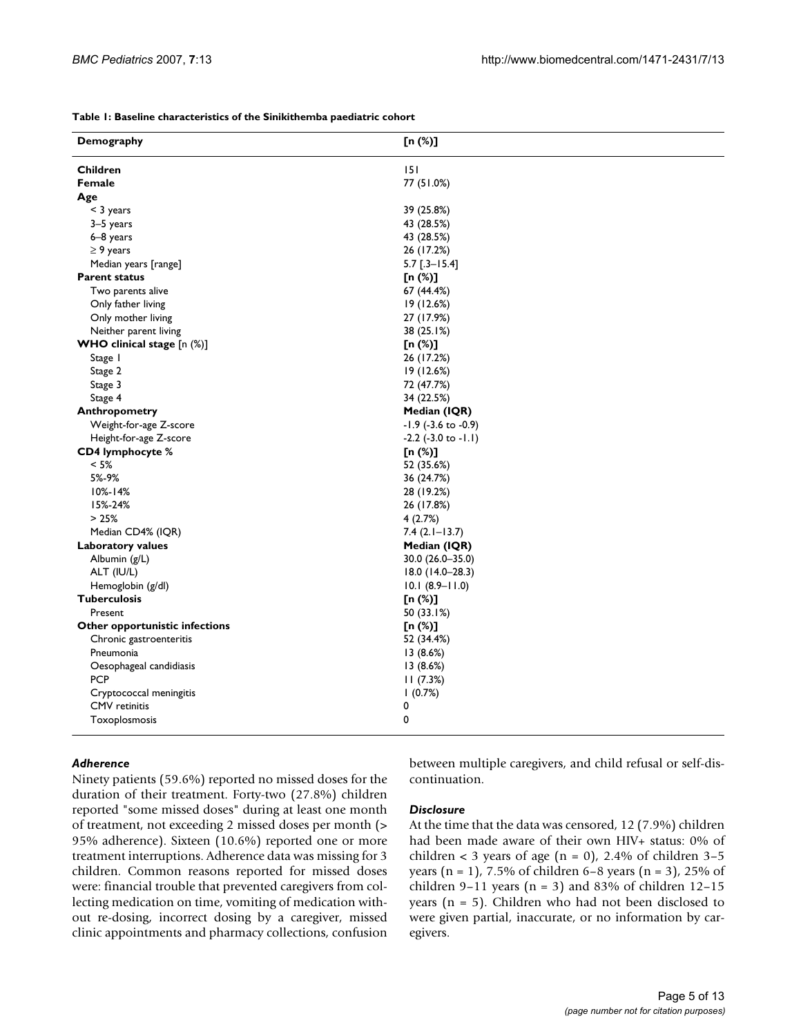**Table 1: Baseline characteristics of the Sinikithemba paediatric cohort**

| Demography | [n (%)] |
|---|---|
| **Children** | 151 |
| **Female** | 77 (51.0%) |
| **Age** | |
| < 3 years | 39 (25.8%) |
| 3–5 years | 43 (28.5%) |
| 6–8 years | 43 (28.5%) |
| ≥ 9 years | 26 (17.2%) |
| Median years [range] | 5.7 [.3–15.4] |
| **Parent status** | **[n (%)]** |
| Two parents alive | 67 (44.4%) |
| Only father living | 19 (12.6%) |
| Only mother living | 27 (17.9%) |
| Neither parent living | 38 (25.1%) |
| **WHO clinical stage** [n (%)] | **[n (%)]** |
| Stage 1 | 26 (17.2%) |
| Stage 2 | 19 (12.6%) |
| Stage 3 | 72 (47.7%) |
| Stage 4 | 34 (22.5%) |
| **Anthropometry** | **Median (IQR)** |
| Weight-for-age Z-score | -1.9 (-3.6 to -0.9) |
| Height-for-age Z-score | -2.2 (-3.0 to -1.1) |
| **CD4 lymphocyte %** | **[n (%)]** |
| < 5% | 52 (35.6%) |
| 5%-9% | 36 (24.7%) |
| 10%-14% | 28 (19.2%) |
| 15%-24% | 26 (17.8%) |
| > 25% | 4 (2.7%) |
| Median CD4% (IQR) | 7.4 (2.1–13.7) |
| **Laboratory values** | **Median (IQR)** |
| Albumin (g/L) | 30.0 (26.0–35.0) |
| ALT (IU/L) | 18.0 (14.0–28.3) |
| Hemoglobin (g/dl) | 10.1 (8.9–11.0) |
| **Tuberculosis** | **[n (%)]** |
| Present | 50 (33.1%) |
| **Other opportunistic infections** | **[n (%)]** |
| Chronic gastroenteritis | 52 (34.4%) |
| Pneumonia | 13 (8.6%) |
| Oesophageal candidiasis | 13 (8.6%) |
| PCP | 11 (7.3%) |
| Cryptococcal meningitis | 1 (0.7%) |
| CMV retinitis | 0 |
| Toxoplosmosis | 0 |

### *Adherence*

Ninety patients (59.6%) reported no missed doses for the duration of their treatment. Forty-two (27.8%) children reported "some missed doses" during at least one month of treatment, not exceeding 2 missed doses per month (> 95% adherence). Sixteen (10.6%) reported one or more treatment interruptions. Adherence data was missing for 3 children. Common reasons reported for missed doses were: financial trouble that prevented caregivers from collecting medication on time, vomiting of medication without re-dosing, incorrect dosing by a caregiver, missed clinic appointments and pharmacy collections, confusion between multiple caregivers, and child refusal or self-discontinuation.

### *Disclosure*

At the time that the data was censored, 12 (7.9%) children had been made aware of their own HIV+ status: 0% of children < 3 years of age (n = 0), 2.4% of children 3–5 years (n = 1), 7.5% of children 6–8 years (n = 3), 25% of children 9–11 years (n = 3) and 83% of children 12–15 years (n = 5). Children who had not been disclosed to were given partial, inaccurate, or no information by caregivers.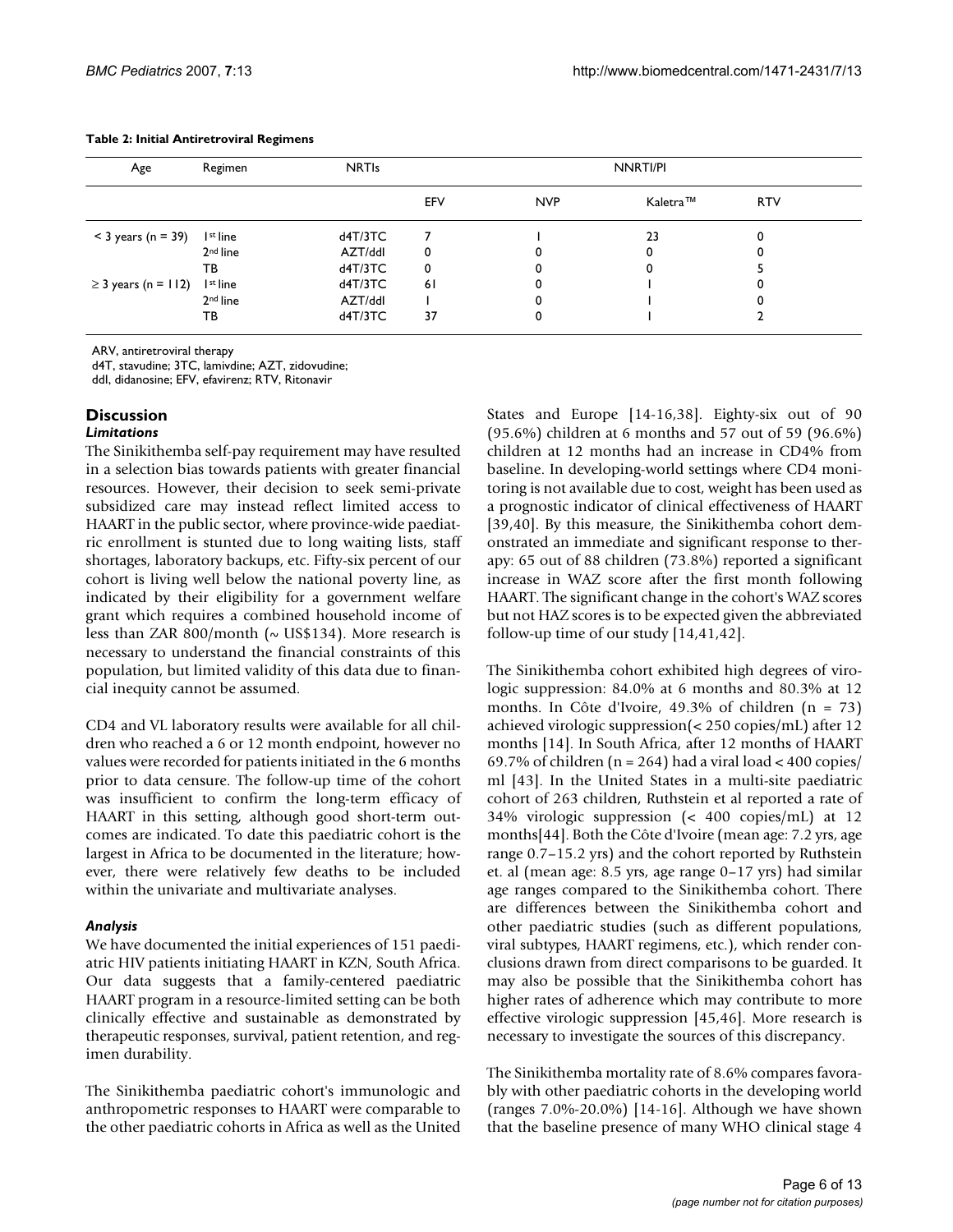**Table 2: Initial Antiretroviral Regimens**

| Age | Regimen | NRTIs | NNRTI/PI | | | |
|---|---|---|---|---|---|---|
| | | | EFV | NVP | Kaletra™ | RTV |
| < 3 years (n = 39) | 1st line | d4T/3TC | 7 | 1 | 23 | 0 |
| | 2nd line | AZT/ddI | 0 | 0 | 0 | 0 |
| | TB | d4T/3TC | 0 | 0 | 0 | 5 |
| ≥ 3 years (n = 112) | 1st line | d4T/3TC | 61 | 0 | 1 | 0 |
| | 2nd line | AZT/ddI | 1 | 0 | 1 | 0 |
| | TB | d4T/3TC | 37 | 0 | 1 | 2 |

ARV, antiretroviral therapy
d4T, stavudine; 3TC, lamivdine; AZT, zidovudine;
ddI, didanosine; EFV, efavirenz; RTV, Ritonavir

## Discussion

### *Limitations*

The Sinikithemba self-pay requirement may have resulted in a selection bias towards patients with greater financial resources. However, their decision to seek semi-private subsidized care may instead reflect limited access to HAART in the public sector, where province-wide paediatric enrollment is stunted due to long waiting lists, staff shortages, laboratory backups, etc. Fifty-six percent of our cohort is living well below the national poverty line, as indicated by their eligibility for a government welfare grant which requires a combined household income of less than ZAR 800/month (~ US$134). More research is necessary to understand the financial constraints of this population, but limited validity of this data due to financial inequity cannot be assumed.

CD4 and VL laboratory results were available for all children who reached a 6 or 12 month endpoint, however no values were recorded for patients initiated in the 6 months prior to data censure. The follow-up time of the cohort was insufficient to confirm the long-term efficacy of HAART in this setting, although good short-term outcomes are indicated. To date this paediatric cohort is the largest in Africa to be documented in the literature; however, there were relatively few deaths to be included within the univariate and multivariate analyses.

### *Analysis*

We have documented the initial experiences of 151 paediatric HIV patients initiating HAART in KZN, South Africa. Our data suggests that a family-centered paediatric HAART program in a resource-limited setting can be both clinically effective and sustainable as demonstrated by therapeutic responses, survival, patient retention, and regimen durability.

The Sinikithemba paediatric cohort's immunologic and anthropometric responses to HAART were comparable to the other paediatric cohorts in Africa as well as the United States and Europe [14-16,38]. Eighty-six out of 90 (95.6%) children at 6 months and 57 out of 59 (96.6%) children at 12 months had an increase in CD4% from baseline. In developing-world settings where CD4 monitoring is not available due to cost, weight has been used as a prognostic indicator of clinical effectiveness of HAART [39,40]. By this measure, the Sinikithemba cohort demonstrated an immediate and significant response to therapy: 65 out of 88 children (73.8%) reported a significant increase in WAZ score after the first month following HAART. The significant change in the cohort's WAZ scores but not HAZ scores is to be expected given the abbreviated follow-up time of our study [14,41,42].

The Sinikithemba cohort exhibited high degrees of virologic suppression: 84.0% at 6 months and 80.3% at 12 months. In Côte d'Ivoire, 49.3% of children (n = 73) achieved virologic suppression(< 250 copies/mL) after 12 months [14]. In South Africa, after 12 months of HAART 69.7% of children (n = 264) had a viral load < 400 copies/ml [43]. In the United States in a multi-site paediatric cohort of 263 children, Ruthstein et al reported a rate of 34% virologic suppression (< 400 copies/mL) at 12 months[44]. Both the Côte d'Ivoire (mean age: 7.2 yrs, age range 0.7–15.2 yrs) and the cohort reported by Ruthstein et. al (mean age: 8.5 yrs, age range 0–17 yrs) had similar age ranges compared to the Sinikithemba cohort. There are differences between the Sinikithemba cohort and other paediatric studies (such as different populations, viral subtypes, HAART regimens, etc.), which render conclusions drawn from direct comparisons to be guarded. It may also be possible that the Sinikithemba cohort has higher rates of adherence which may contribute to more effective virologic suppression [45,46]. More research is necessary to investigate the sources of this discrepancy.

The Sinikithemba mortality rate of 8.6% compares favorably with other paediatric cohorts in the developing world (ranges 7.0%-20.0%) [14-16]. Although we have shown that the baseline presence of many WHO clinical stage 4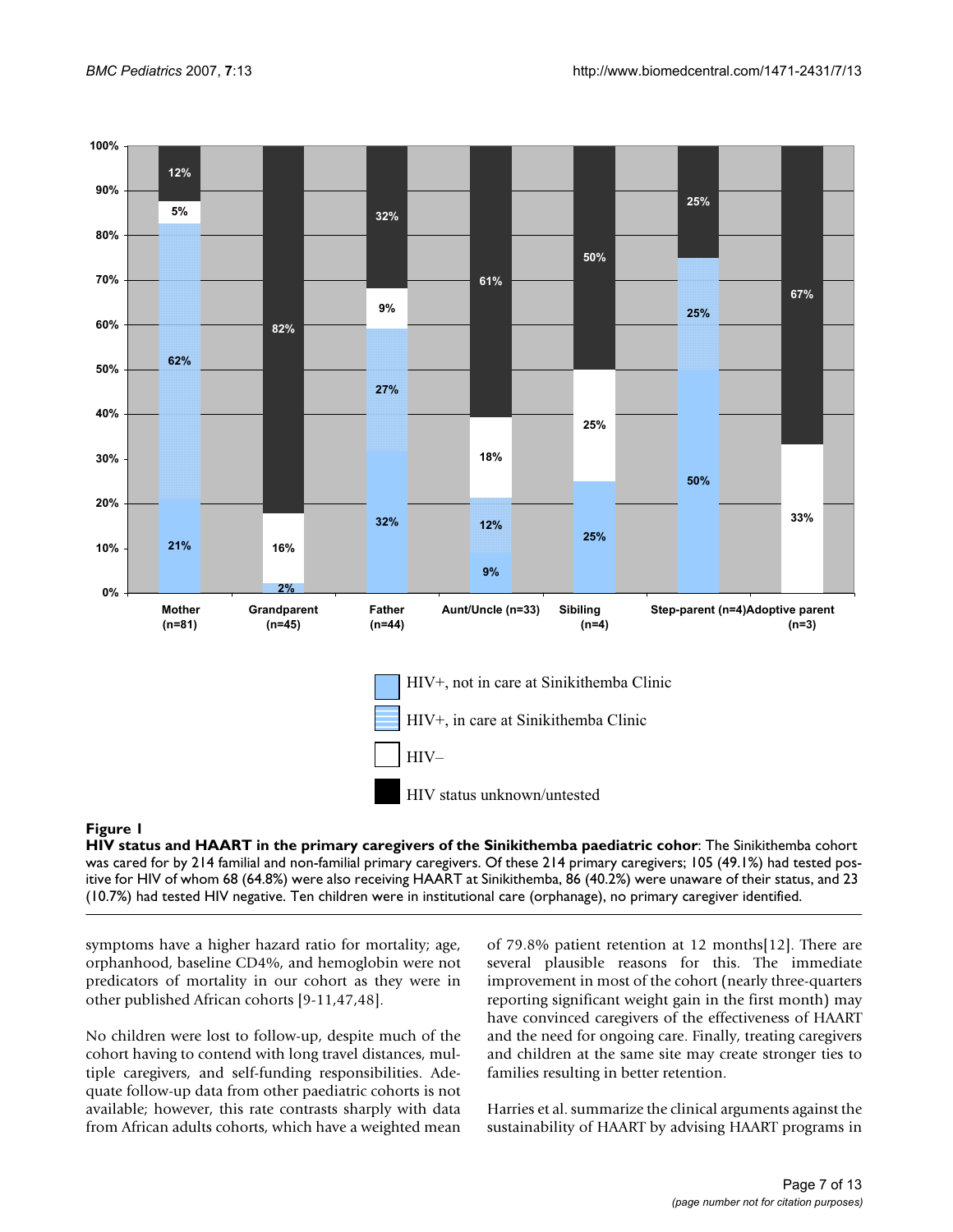**Figure 1**

**HIV status and HAART in the primary caregivers of the Sinikithemba paediatric cohor**: The Sinikithemba cohort was cared for by 214 familial and non-familial primary caregivers. Of these 214 primary caregivers; 105 (49.1%) had tested positive for HIV of whom 68 (64.8%) were also receiving HAART at Sinikithemba, 86 (40.2%) were unaware of their status, and 23 (10.7%) had tested HIV negative. Ten children were in institutional care (orphanage), no primary caregiver identified.

symptoms have a higher hazard ratio for mortality; age, orphanhood, baseline CD4%, and hemoglobin were not predicators of mortality in our cohort as they were in other published African cohorts [9-11,47,48].

No children were lost to follow-up, despite much of the cohort having to contend with long travel distances, multiple caregivers, and self-funding responsibilities. Adequate follow-up data from other paediatric cohorts is not available; however, this rate contrasts sharply with data from African adults cohorts, which have a weighted mean of 79.8% patient retention at 12 months[12]. There are several plausible reasons for this. The immediate improvement in most of the cohort (nearly three-quarters reporting significant weight gain in the first month) may have convinced caregivers of the effectiveness of HAART and the need for ongoing care. Finally, treating caregivers and children at the same site may create stronger ties to families resulting in better retention.

Harries et al. summarize the clinical arguments against the sustainability of HAART by advising HAART programs in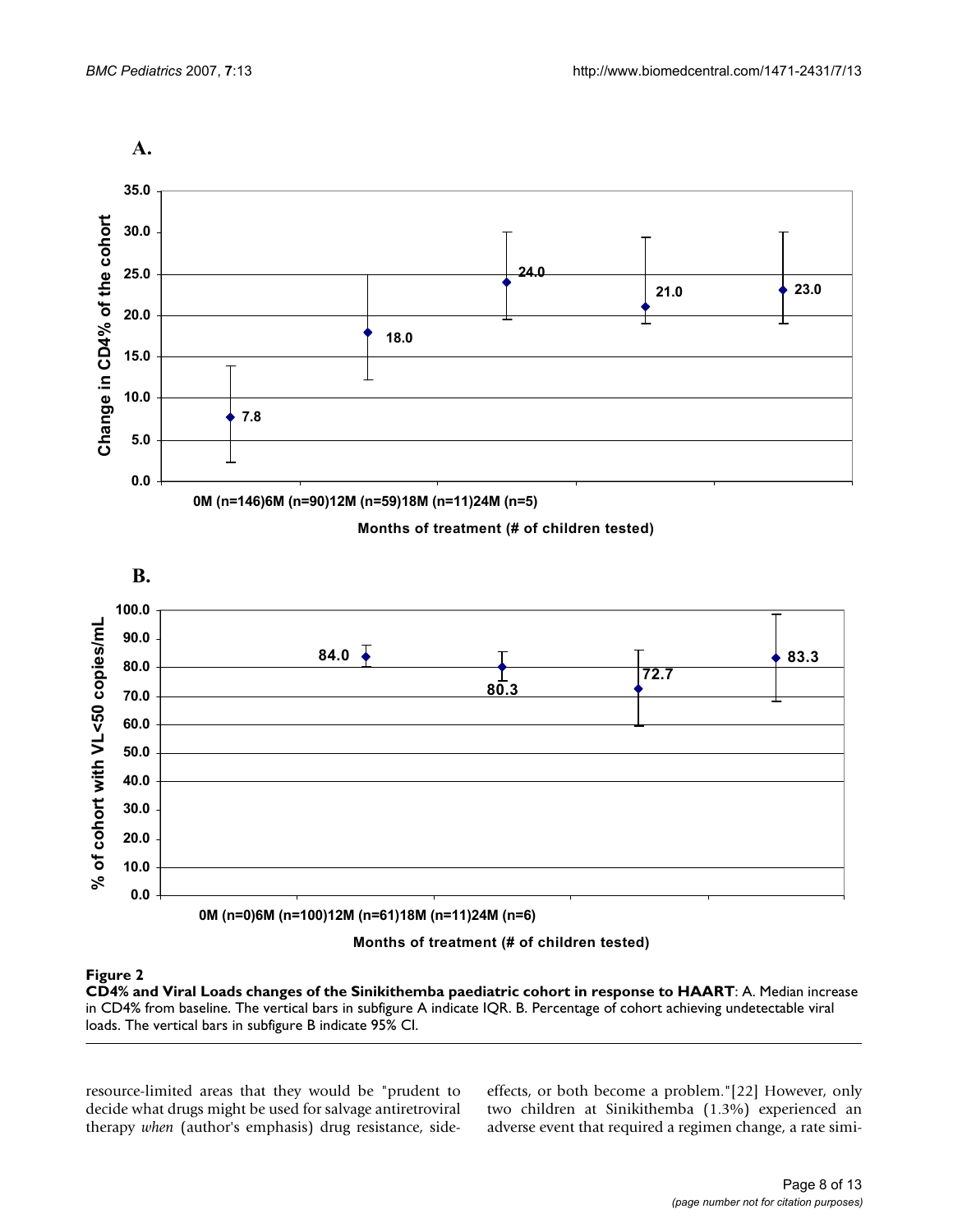**A.**

**B.**

**Figure 2**

**CD4% and Viral Loads changes of the Sinikithemba paediatric cohort in response to HAART**: A. Median increase in CD4% from baseline. The vertical bars in subfigure A indicate IQR. B. Percentage of cohort achieving undetectable viral loads. The vertical bars in subfigure B indicate 95% CI.

resource-limited areas that they would be "prudent to decide what drugs might be used for salvage antiretroviral therapy *when* (author's emphasis) drug resistance, side-effects, or both become a problem."[22] However, only two children at Sinikithemba (1.3%) experienced an adverse event that required a regimen change, a rate simi-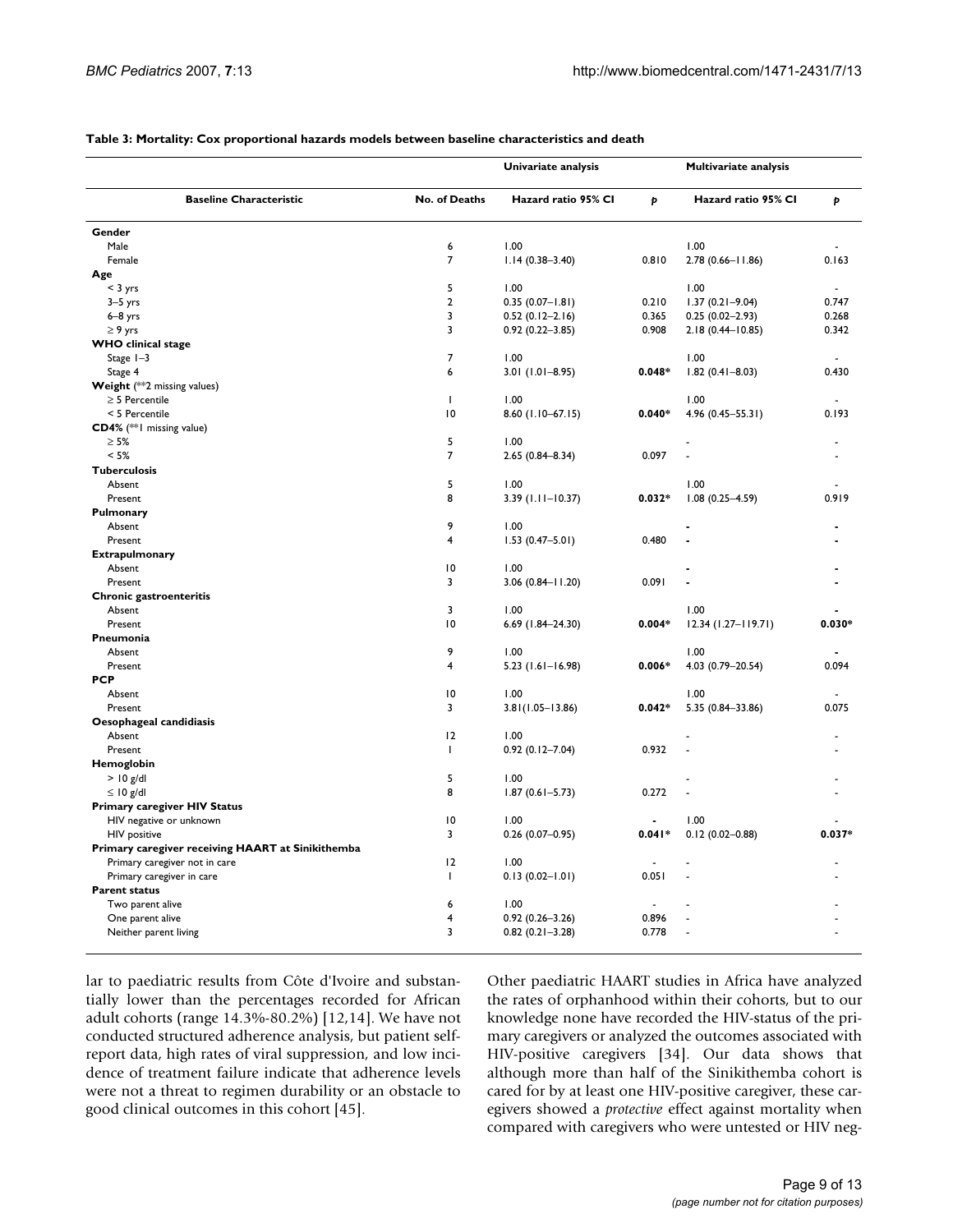**Table 3: Mortality: Cox proportional hazards models between baseline characteristics and death**

| | | Univariate analysis | | Multivariate analysis | |
|---|---|---|---|---|---|
| **Baseline Characteristic** | **No. of Deaths** | **Hazard ratio 95% CI** | ***p*** | **Hazard ratio 95% CI** | ***p*** |
| **Gender** | | | | | |
| Male | 6 | 1.00 | | 1.00 | - |
| Female | 7 | 1.14 (0.38–3.40) | 0.810 | 2.78 (0.66–11.86) | 0.163 |
| **Age** | | | | | |
| < 3 yrs | 5 | 1.00 | | 1.00 | - |
| 3–5 yrs | 2 | 0.35 (0.07–1.81) | 0.210 | 1.37 (0.21–9.04) | 0.747 |
| 6–8 yrs | 3 | 0.52 (0.12–2.16) | 0.365 | 0.25 (0.02–2.93) | 0.268 |
| ≥ 9 yrs | 3 | 0.92 (0.22–3.85) | 0.908 | 2.18 (0.44–10.85) | 0.342 |
| **WHO clinical stage** | | | | | |
| Stage 1–3 | 7 | 1.00 | | 1.00 | - |
| Stage 4 | 6 | 3.01 (1.01–8.95) | **0.048*** | 1.82 (0.41–8.03) | 0.430 |
| **Weight** (**2 missing values) | | | | | |
| ≥ 5 Percentile | 1 | 1.00 | | 1.00 | - |
| < 5 Percentile | 10 | 8.60 (1.10–67.15) | **0.040*** | 4.96 (0.45–55.31) | 0.193 |
| **CD4%** (**1 missing value) | | | | | |
| ≥ 5% | 5 | 1.00 | | - | - |
| < 5% | 7 | 2.65 (0.84–8.34) | 0.097 | - | - |
| **Tuberculosis** | | | | | |
| Absent | 5 | 1.00 | | 1.00 | - |
| Present | 8 | 3.39 (1.11–10.37) | **0.032*** | 1.08 (0.25–4.59) | 0.919 |
| **Pulmonary** | | | | | |
| Absent | 9 | 1.00 | | - | - |
| Present | 4 | 1.53 (0.47–5.01) | 0.480 | - | - |
| **Extrapulmonary** | | | | | |
| Absent | 10 | 1.00 | | - | - |
| Present | 3 | 3.06 (0.84–11.20) | 0.091 | - | - |
| **Chronic gastroenteritis** | | | | | |
| Absent | 3 | 1.00 | | 1.00 | - |
| Present | 10 | 6.69 (1.84–24.30) | **0.004*** | 12.34 (1.27–119.71) | **0.030*** |
| **Pneumonia** | | | | | |
| Absent | 9 | 1.00 | | 1.00 | - |
| Present | 4 | 5.23 (1.61–16.98) | **0.006*** | 4.03 (0.79–20.54) | 0.094 |
| **PCP** | | | | | |
| Absent | 10 | 1.00 | | 1.00 | - |
| Present | 3 | 3.81(1.05–13.86) | **0.042*** | 5.35 (0.84–33.86) | 0.075 |
| **Oesophageal candidiasis** | | | | | |
| Absent | 12 | 1.00 | | - | - |
| Present | 1 | 0.92 (0.12–7.04) | 0.932 | - | - |
| **Hemoglobin** | | | | | |
| > 10 g/dl | 5 | 1.00 | | - | - |
| ≤ 10 g/dl | 8 | 1.87 (0.61–5.73) | 0.272 | - | - |
| **Primary caregiver HIV Status** | | | | | |
| HIV negative or unknown | 10 | 1.00 | - | 1.00 | - |
| HIV positive | 3 | 0.26 (0.07–0.95) | **0.041*** | 0.12 (0.02–0.88) | **0.037*** |
| **Primary caregiver receiving HAART at Sinikithemba** | | | | | |
| Primary caregiver not in care | 12 | 1.00 | - | - | - |
| Primary caregiver in care | 1 | 0.13 (0.02–1.01) | 0.051 | - | - |
| **Parent status** | | | | | |
| Two parent alive | 6 | 1.00 | - | - | - |
| One parent alive | 4 | 0.92 (0.26–3.26) | 0.896 | - | - |
| Neither parent living | 3 | 0.82 (0.21–3.28) | 0.778 | - | - |

lar to paediatric results from Côte d'Ivoire and substantially lower than the percentages recorded for African adult cohorts (range 14.3%-80.2%) [12,14]. We have not conducted structured adherence analysis, but patient self-report data, high rates of viral suppression, and low incidence of treatment failure indicate that adherence levels were not a threat to regimen durability or an obstacle to good clinical outcomes in this cohort [45].

Other paediatric HAART studies in Africa have analyzed the rates of orphanhood within their cohorts, but to our knowledge none have recorded the HIV-status of the primary caregivers or analyzed the outcomes associated with HIV-positive caregivers [34]. Our data shows that although more than half of the Sinikithemba cohort is cared for by at least one HIV-positive caregiver, these caregivers showed a *protective* effect against mortality when compared with caregivers who were untested or HIV neg-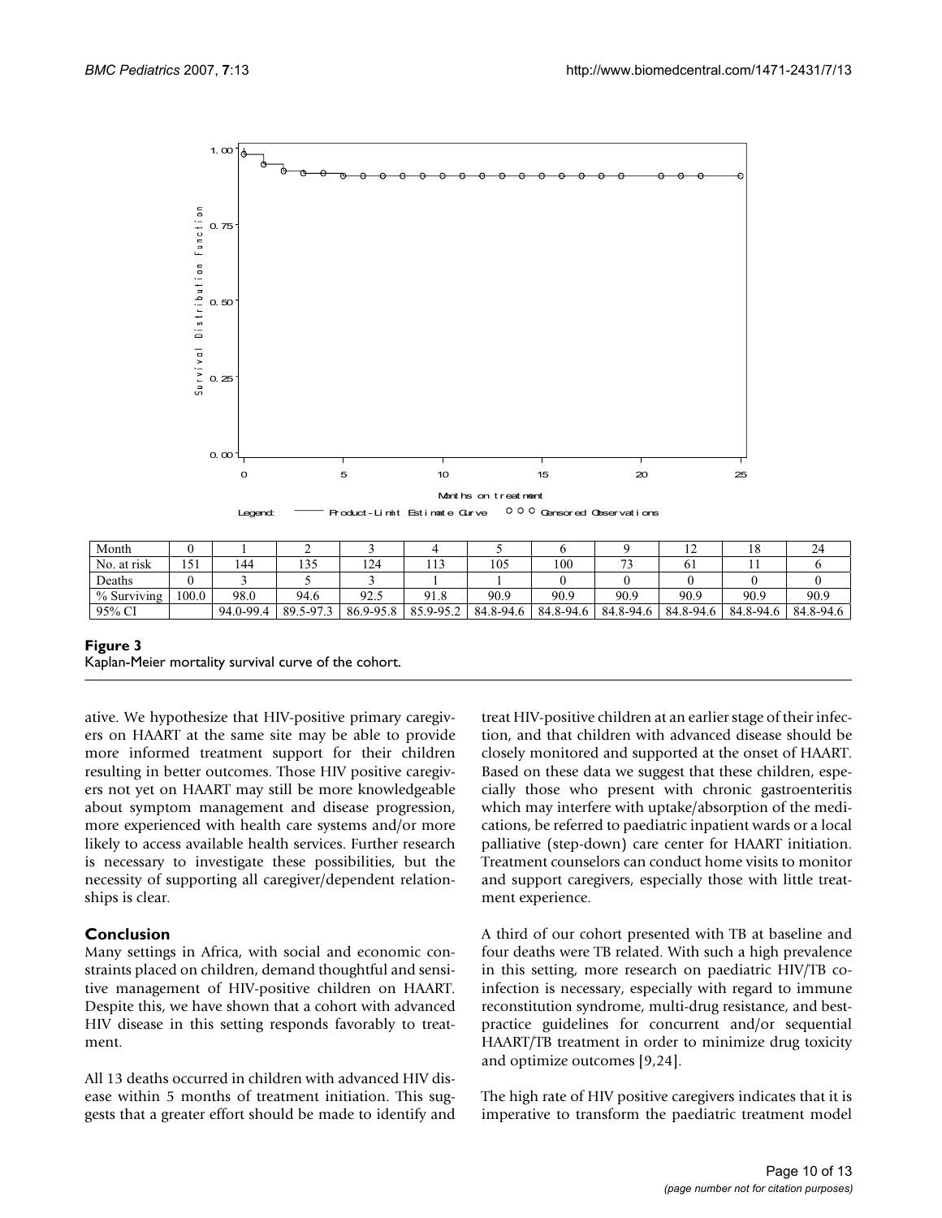| Month | 0 | 1 | 2 | 3 | 4 | 5 | 6 | 9 | 12 | 18 | 24 |
|---|---|---|---|---|---|---|---|---|---|---|---|
| No. at risk | 151 | 144 | 135 | 124 | 113 | 105 | 100 | 73 | 61 | 11 | 6 |
| Deaths | 0 | 3 | 5 | 3 | 1 | 1 | 0 | 0 | 0 | 0 | 0 |
| % Surviving | 100.0 | 98.0 | 94.6 | 92.5 | 91.8 | 90.9 | 90.9 | 90.9 | 90.9 | 90.9 | 90.9 |
| 95% CI | | 94.0-99.4 | 89.5-97.3 | 86.9-95.8 | 85.9-95.2 | 84.8-94.6 | 84.8-94.6 | 84.8-94.6 | 84.8-94.6 | 84.8-94.6 | 84.8-94.6 |

**Figure 3**
Kaplan-Meier mortality survival curve of the cohort.

ative. We hypothesize that HIV-positive primary caregivers on HAART at the same site may be able to provide more informed treatment support for their children resulting in better outcomes. Those HIV positive caregivers not yet on HAART may still be more knowledgeable about symptom management and disease progression, more experienced with health care systems and/or more likely to access available health services. Further research is necessary to investigate these possibilities, but the necessity of supporting all caregiver/dependent relationships is clear.

## Conclusion

Many settings in Africa, with social and economic constraints placed on children, demand thoughtful and sensitive management of HIV-positive children on HAART. Despite this, we have shown that a cohort with advanced HIV disease in this setting responds favorably to treatment.

All 13 deaths occurred in children with advanced HIV disease within 5 months of treatment initiation. This suggests that a greater effort should be made to identify and treat HIV-positive children at an earlier stage of their infection, and that children with advanced disease should be closely monitored and supported at the onset of HAART. Based on these data we suggest that these children, especially those who present with chronic gastroenteritis which may interfere with uptake/absorption of the medications, be referred to paediatric inpatient wards or a local palliative (step-down) care center for HAART initiation. Treatment counselors can conduct home visits to monitor and support caregivers, especially those with little treatment experience.

A third of our cohort presented with TB at baseline and four deaths were TB related. With such a high prevalence in this setting, more research on paediatric HIV/TB co-infection is necessary, especially with regard to immune reconstitution syndrome, multi-drug resistance, and best-practice guidelines for concurrent and/or sequential HAART/TB treatment in order to minimize drug toxicity and optimize outcomes [9,24].

The high rate of HIV positive caregivers indicates that it is imperative to transform the paediatric treatment model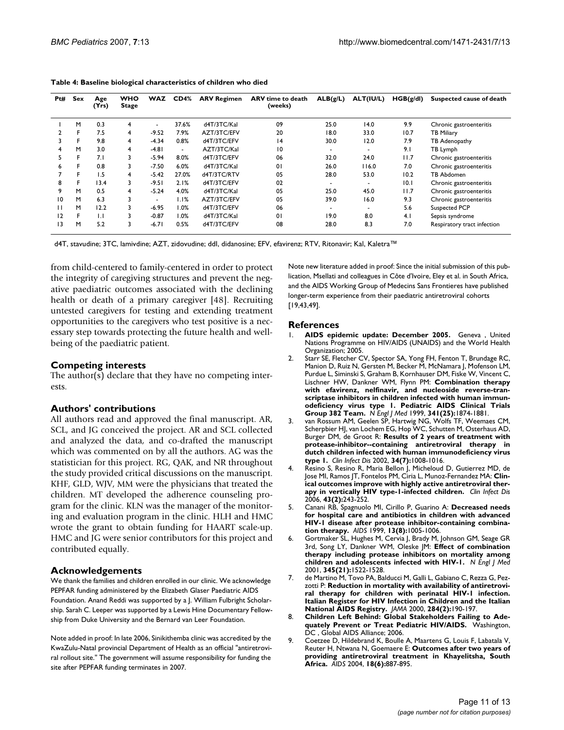**Table 4: Baseline biological characteristics of children who died**

| Pt# | Sex | Age (Yrs) | WHO Stage | WAZ | CD4% | ARV Regimen | ARV time to death (weeks) | ALB(g/L) | ALT(IU/L) | HGB(g/dl) | Suspected cause of death |
|---|---|---|---|---|---|---|---|---|---|---|---|
| 1 | M | 0.3 | 4 | - | 37.6% | d4T/3TC/Kal | 09 | 25.0 | 14.0 | 9.9 | Chronic gastroenteritis |
| 2 | F | 7.5 | 4 | -9.52 | 7.9% | AZT/3TC/EFV | 20 | 18.0 | 33.0 | 10.7 | TB Miliary |
| 3 | F | 9.8 | 4 | -4.34 | 0.8% | d4T/3TC/EFV | 14 | 30.0 | 12.0 | 7.9 | TB Adenopathy |
| 4 | M | 3.0 | 4 | -4.81 | - | AZT/3TC/Kal | 10 | - | - | 9.1 | TB Lymph |
| 5 | F | 7.1 | 3 | -5.94 | 8.0% | d4T/3TC/EFV | 06 | 32.0 | 24.0 | 11.7 | Chronic gastroenteritis |
| 6 | F | 0.8 | 3 | -7.50 | 6.0% | d4T/3TC/Kal | 01 | 26.0 | 116.0 | 7.0 | Chronic gastroenteritis |
| 7 | F | 1.5 | 4 | -5.42 | 27.0% | d4T/3TC/RTV | 05 | 28.0 | 53.0 | 10.2 | TB Abdomen |
| 8 | F | 13.4 | 3 | -9.51 | 2.1% | d4T/3TC/EFV | 02 | - | - | 10.1 | Chronic gastroenteritis |
| 9 | M | 0.5 | 4 | -5.24 | 4.0% | d4T/3TC/Kal | 05 | 25.0 | 45.0 | 11.7 | Chronic gastroenteritis |
| 10 | M | 6.3 | 3 | - | 1.1% | AZT/3TC/EFV | 05 | 39.0 | 16.0 | 9.3 | Chronic gastroenteritis |
| 11 | M | 12.2 | 3 | -6.95 | 1.0% | d4T/3TC/EFV | 06 | - | - | 5.6 | Suspected PCP |
| 12 | F | 1.1 | 3 | -0.87 | 1.0% | d4T/3TC/Kal | 01 | 19.0 | 8.0 | 4.1 | Sepsis syndrome |
| 13 | M | 5.2 | 3 | -6.71 | 0.5% | d4T/3TC/EFV | 08 | 28.0 | 8.3 | 7.0 | Respiratory tract infection |

d4T, stavudine; 3TC, lamivdine; AZT, zidovudine; ddI, didanosine; EFV, efavirenz; RTV, Ritonavir; Kal, Kaletra™

from child-centered to family-centered in order to protect the integrity of caregiving structures and prevent the negative paediatric outcomes associated with the declining health or death of a primary caregiver [48]. Recruiting untested caregivers for testing and extending treatment opportunities to the caregivers who test positive is a necessary step towards protecting the future health and well-being of the paediatric patient.

## Competing interests

The author(s) declare that they have no competing interests.

## Authors' contributions

All authors read and approved the final manuscript. AR, SCL, and JG conceived the project. AR and SCL collected and analyzed the data, and co-drafted the manuscript which was commented on by all the authors. AG was the statistician for this project. RG, QAK, and NR throughout the study provided critical discussions on the manuscript. KHF, GLD, WJV, MM were the physicians that treated the children. MT developed the adherence counseling program for the clinic. KLN was the manager of the monitoring and evaluation program in the clinic. HLH and HMC wrote the grant to obtain funding for HAART scale-up. HMC and JG were senior contributors for this project and contributed equally.

## Acknowledgements

We thank the families and children enrolled in our clinic. We acknowledge PEPFAR funding administered by the Elizabeth Glaser Paediatric AIDS Foundation. Anand Reddi was supported by a J. William Fulbright Scholarship. Sarah C. Leeper was supported by a Lewis Hine Documentary Fellowship from Duke University and the Bernard van Leer Foundation.

Note added in proof: In late 2006, Sinikithemba clinic was accredited by the KwaZulu-Natal provincial Department of Health as an official "antiretroviral rollout site." The government will assume responsibility for funding the site after PEPFAR funding terminates in 2007.

Note new literature added in proof: Since the initial submission of this publication, Msellati and colleagues in Côte d'Ivoire, Eley et al. in South Africa, and the AIDS Working Group of Medecins Sans Frontieres have published longer-term experience from their paediatric antiretroviral cohorts [19,43,49].

## References

1. **AIDS epidemic update: December 2005.** Geneva , United Nations Programme on HIV/AIDS (UNAIDS) and the World Health Organization; 2005.
2. Starr SE, Fletcher CV, Spector SA, Yong FH, Fenton T, Brundage RC, Manion D, Ruiz N, Gersten M, Becker M, McNamara J, Mofenson LM, Purdue L, Siminski S, Graham B, Kornhauser DM, Fiske W, Vincent C, Lischner HW, Dankner WM, Flynn PM: **Combination therapy with efavirenz, nelfinavir, and nucleoside reverse-transcriptase inhibitors in children infected with human immunodeficiency virus type 1. Pediatric AIDS Clinical Trials Group 382 Team.** *N Engl J Med* 1999, **341(25):**1874-1881.
3. van Rossum AM, Geelen SP, Hartwig NG, Wolfs TF, Weemaes CM, Scherpbier HJ, van Lochem EG, Hop WC, Schutten M, Osterhaus AD, Burger DM, de Groot R: **Results of 2 years of treatment with protease-inhibitor--containing antiretroviral therapy in dutch children infected with human immunodeficiency virus type 1.** *Clin Infect Dis* 2002, **34(7):**1008-1016.
4. Resino S, Resino R, Maria Bellon J, Micheloud D, Gutierrez MD, de Jose MI, Ramos JT, Fontelos PM, Ciria L, Munoz-Fernandez MA: **Clinical outcomes improve with highly active antiretroviral therapy in vertically HIV type-1-infected children.** *Clin Infect Dis* 2006, **43(2):**243-252.
5. Canani RB, Spagnuolo MI, Cirillo P, Guarino A: **Decreased needs for hospital care and antibiotics in children with advanced HIV-1 disease after protease inhibitor-containing combination therapy.** *AIDS* 1999, **13(8):**1005-1006.
6. Gortmaker SL, Hughes M, Cervia J, Brady M, Johnson GM, Seage GR 3rd, Song LY, Dankner WM, Oleske JM: **Effect of combination therapy including protease inhibitors on mortality among children and adolescents infected with HIV-1.** *N Engl J Med* 2001, **345(21):**1522-1528.
7. de Martino M, Tovo PA, Balducci M, Galli L, Gabiano C, Rezza G, Pezzotti P: **Reduction in mortality with availability of antiretroviral therapy for children with perinatal HIV-1 infection. Italian Register for HIV Infection in Children and the Italian National AIDS Registry.** *JAMA* 2000, **284(2):**190-197.
8. **Children Left Behind: Global Stakeholders Failing to Adequately Prevent or Treat Pediatric HIV/AIDS.** Washington, DC , Global AIDS Alliance; 2006.
9. Coetzee D, Hildebrand K, Boulle A, Maartens G, Louis F, Labatala V, Reuter H, Ntwana N, Goemaere E: **Outcomes after two years of providing antiretroviral treatment in Khayelitsha, South Africa.** *AIDS* 2004, **18(6):**887-895.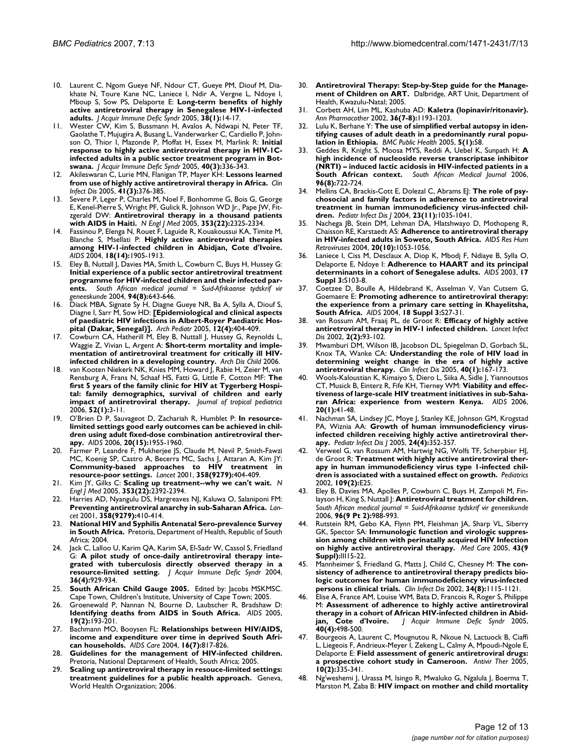10. Laurent C, Ngom Gueye NF, Ndour CT, Gueye PM, Diouf M, Diakhate N, Toure Kane NC, Laniece I, Ndir A, Vergne L, Ndoye I, Mboup S, Sow PS, Delaporte E: **Long-term benefits of highly active antiretroviral therapy in Senegalese HIV-1-infected adults.** *J Acquir Immune Defic Syndr* 2005, **38(1)**:14-17.
11. Wester CW, Kim S, Bussmann H, Avalos A, Ndwapi N, Peter TF, Gaolathe T, Mujugira A, Busang L, Vanderwarker C, Cardiello P, Johnson O, Thior I, Mazonde P, Moffat H, Essex M, Marlink R: **Initial response to highly active antiretroviral therapy in HIV-1C-infected adults in a public sector treatment program in Botswana.** *J Acquir Immune Defic Syndr* 2005, **40(3)**:336-343.
12. Akileswaran C, Lurie MN, Flanigan TP, Mayer KH: **Lessons learned from use of highly active antiretroviral therapy in Africa.** *Clin Infect Dis* 2005, **41(3)**:376-385.
13. Severe P, Leger P, Charles M, Noel F, Bonhomme G, Bois G, George E, Kenel-Pierre S, Wright PF, Gulick R, Johnson WD Jr., Pape JW, Fitzgerald DW: **Antiretroviral therapy in a thousand patients with AIDS in Haiti.** *N Engl J Med* 2005, **353(22)**:2325-2334.
14. Fassinou P, Elenga N, Rouet F, Laguide R, Kouakoussui KA, Timite M, Blanche S, Msellati P: **Highly active antiretroviral therapies among HIV-1-infected children in Abidjan, Cote d'Ivoire.** *AIDS* 2004, **18(14)**:1905-1913.
15. Eley B, Nuttall J, Davies MA, Smith L, Cowburn C, Buys H, Hussey G: **Initial experience of a public sector antiretroviral treatment programme for HIV-infected children and their infected parents.** *South African medical journal = Suid-Afrikaanse tydskrif vir geneeskunde* 2004, **94(8)**:643-646.
16. Diack MBA, Signate Sy H, Diagne Gueye NR, Ba A, Sylla A, Diouf S, Diagne I, Sarr M, Sow HD: **[Epidemiological and clinical aspects of paediatric HIV infections in Albert-Royer Paediatric Hospital (Dakar, Senegal)].** *Arch Pediatr* 2005, **12(4)**:404-409.
17. Cowburn CA, Hatherill M, Eley B, Nuttall J, Hussey G, Reynolds L, Waggie Z, Vivian L, Argent A: **Short-term mortality and implementation of antiretroviral treatment for critically ill HIV-infected children in a developing country.** *Arch Dis Child* 2006.
18. van Kooten Niekerk NK, Knies MM, Howard J, Rabie H, Zeier M, van Rensburg A, Frans N, Schaaf HS, Fatti G, Little F, Cotton MF: **The first 5 years of the family clinic for HIV at Tygerberg Hospital: family demographics, survival of children and early impact of antiretroviral therapy.** *Journal of tropical pediatrics* 2006, **52(1)**:3-11.
19. O'Brien D P, Sauvageot D, Zachariah R, Humblet P: **In resource-limited settings good early outcomes can be achieved in children using adult fixed-dose combination antiretroviral therapy.** *AIDS* 2006, **20(15)**:1955-1960.
20. Farmer P, Leandre F, Mukherjee JS, Claude M, Nevil P, Smith-Fawzi MC, Koenig SP, Castro A, Becerra MC, Sachs J, Attaran A, Kim JY: **Community-based approaches to HIV treatment in resource-poor settings.** *Lancet* 2001, **358(9279)**:404-409.
21. Kim JY, Gilks C: **Scaling up treatment--why we can't wait.** *N Engl J Med* 2005, **353(22)**:2392-2394.
22. Harries AD, Nyangulu DS, Hargreaves NJ, Kaluwa O, Salaniponi FM: **Preventing antiretroviral anarchy in sub-Saharan Africa.** *Lancet* 2001, **358(9279)**:410-414.
23. **National HIV and Syphilis Antenatal Sero-prevalence Survey in South Africa.** Pretoria, Department of Health, Republic of South Africa; 2004.
24. Jack C, Lalloo U, Karim QA, Karim SA, El-Sadr W, Cassol S, Friedland G: **A pilot study of once-daily antiretroviral therapy integrated with tuberculosis directly observed therapy in a resource-limited setting.** *J Acquir Immune Defic Syndr* 2004, **36(4)**:929-934.
25. **South African Child Gauge 2005.** Edited by: Jacobs MSKMSC. Cape Town, Children's Institute, University of Cape Town; 2005.
26. Groenewald P, Nannan N, Bourne D, Laubscher R, Bradshaw D: **Identifying deaths from AIDS in South Africa.** *AIDS* 2005, **19(2)**:193-201.
27. Bachmann MO, Booysen FL: **Relationships between HIV/AIDS, income and expenditure over time in deprived South African households.** *AIDS Care* 2004, **16(7)**:817-826.
28. **Guidelines for the management of HIV-infected children.** Pretoria, National Deptarment of Health, South Africa; 2005.
29. **Scaling up antiretroviral therapy in resouce-limited settings: treatment guidelines for a public health approach.** Geneva, World Health Organization; 2006.
30. **Antiretroviral Therapy: Step-by-Step guide for the Management of Children on ART.** Dalbridge, ART Unit, Department of Health, Kwazulu-Natal; 2005.
31. Corbett AH, Lim ML, Kashuba AD: **Kaletra (lopinavir/ritonavir).** *Ann Pharmacother* 2002, **36(7-8)**:1193-1203.
32. Lulu K, Berhane Y: **The use of simplified verbal autopsy in identifying causes of adult death in a predominantly rural population in Ethiopia.** *BMC Public Health* 2005, **5(1)**:58.
33. Geddes R, Knight S, Moosa MYS, Reddi A, Uebel K, Sunpath H: **A high incidence of nucleoside reverse transcriptase inhibitor (NRTI) – induced lactic acidosis in HIV-infected patients in a South African context.** *South African Medical Journal* 2006, **96(8)**:722-724.
34. Mellins CA, Brackis-Cott E, Dolezal C, Abrams EJ: **The role of psychosocial and family factors in adherence to antiretroviral treatment in human immunodeficiency virus-infected children.** *Pediatr Infect Dis J* 2004, **23(11)**:1035-1041.
35. Nachega JB, Stein DM, Lehman DA, Hlatshwayo D, Mothopeng R, Chaisson RE, Karstaedt AS: **Adherence to antiretroviral therapy in HIV-infected adults in Soweto, South Africa.** *AIDS Res Hum Retroviruses* 2004, **20(10)**:1053-1056.
36. Laniece I, Ciss M, Desclaux A, Diop K, Mbodj F, Ndiaye B, Sylla O, Delaporte E, Ndoye I: **Adherence to HAART and its principal determinants in a cohort of Senegalese adults.** *AIDS* 2003, **17 Suppl 3**:S103-8.
37. Coetzee D, Boulle A, Hildebrand K, Asselman V, Van Cutsem G, Goemaere E: **Promoting adherence to antiretroviral therapy: the experience from a primary care setting in Khayelitsha, South Africa.** *AIDS* 2004, **18 Suppl 3**:S27-31.
38. van Rossum AM, Fraaij PL, de Groot R: **Efficacy of highly active antiretroviral therapy in HIV-1 infected children.** *Lancet Infect Dis* 2002, **2(2)**:93-102.
39. Mwamburi DM, Wilson IB, Jacobson DL, Spiegelman D, Gorbach SL, Knox TA, Wanke CA: **Understanding the role of HIV load in determining weight change in the era of highly active antiretroviral therapy.** *Clin Infect Dis* 2005, **40(1)**:167-173.
40. Wools-Kaloustian K, Kimaiyo S, Diero L, Siika A, Sidle J, Yiannoutsos CT, Musick B, Einterz R, Fife KH, Tierney WM: **Viability and effectiveness of large-scale HIV treatment initiatives in sub-Saharan Africa: experience from western Kenya.** *AIDS* 2006, **20(1)**:41-48.
41. Nachman SA, Lindsey JC, Moye J, Stanley KE, Johnson GM, Krogstad PA, Wiznia AA: **Growth of human immunodeficiency virus-infected children receiving highly active antiretroviral therapy.** *Pediatr Infect Dis J* 2005, **24(4)**:352-357.
42. Verweel G, van Rossum AM, Hartwig NG, Wolfs TF, Scherpbier HJ, de Groot R: **Treatment with highly active antiretroviral therapy in human immunodeficiency virus type 1-infected children is associated with a sustained effect on growth.** *Pediatrics* 2002, **109(2)**:E25.
43. Eley B, Davies MA, Apolles P, Cowburn C, Buys H, Zampoli M, Finlayson H, King S, Nuttall J: **Antiretroviral treatment for children.** *South African medical journal = Suid-Afrikaanse tydskrif vir geneeskunde* 2006, **96(9 Pt 2)**:988-993.
44. Rutstein RM, Gebo KA, Flynn PM, Fleishman JA, Sharp VL, Siberry GK, Spector SA: **Immunologic function and virologic suppression among children with perinatally acquired HIV Infection on highly active antiretroviral therapy.** *Med Care* 2005, **43(9 Suppl)**:III15-22.
45. Mannheimer S, Friedland G, Matts J, Child C, Chesney M: **The consistency of adherence to antiretroviral therapy predicts biologic outcomes for human immunodeficiency virus-infected persons in clinical trials.** *Clin Infect Dis* 2002, **34(8)**:1115-1121.
46. Elise A, France AM, Louise WM, Bata D, Francois R, Roger S, Philippe M: **Assessment of adherence to highly active antiretroviral therapy in a cohort of African HIV-infected children in Abidjan, Cote d'Ivoire.** *J Acquir Immune Defic Syndr* 2005, **40(4)**:498-500.
47. Bourgeois A, Laurent C, Mougnutou R, Nkoue N, Lactuock B, Ciaffi L, Liegeois F, Andrieux-Meyer I, Zekeng L, Calmy A, Mpoudi-Ngole E, Delaporte E: **Field assessment of generic antiretroviral drugs: a prospective cohort study in Cameroon.** *Antivir Ther* 2005, **10(2)**:335-341.
48. Ng'weshemi J, Urassa M, Isingo R, Mwaluko G, Ngalula J, Boerma T, Marston M, Zaba B: **HIV impact on mother and child mortality**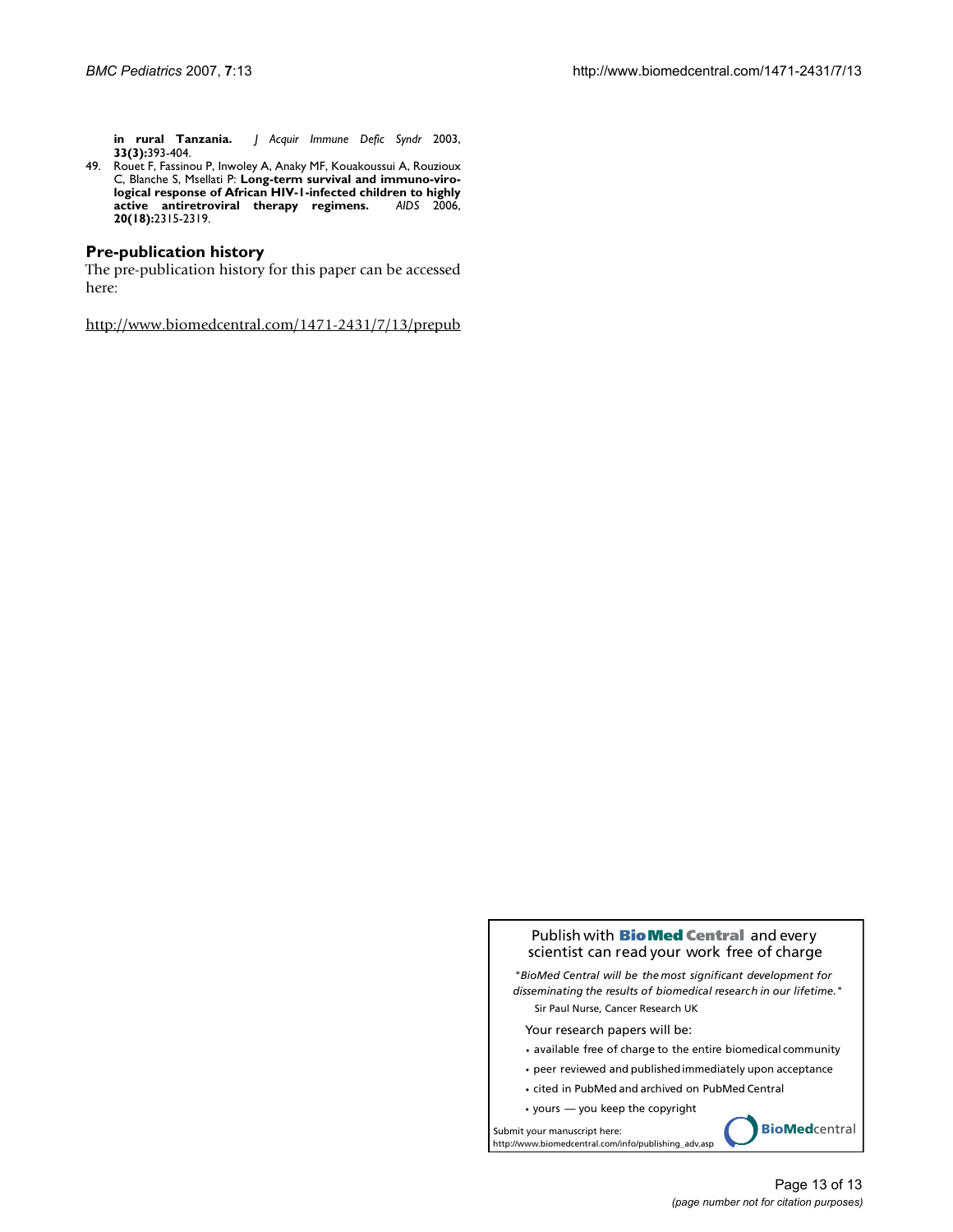**in rural Tanzania.** *J Acquir Immune Defic Syndr* 2003, **33(3):**393-404.

49. Rouet F, Fassinou P, Inwoley A, Anaky MF, Kouakoussui A, Rouzioux C, Blanche S, Msellati P: **Long-term survival and immuno-virological response of African HIV-1-infected children to highly active antiretroviral therapy regimens.** *AIDS* 2006, **20(18):**2315-2319.

## Pre-publication history

The pre-publication history for this paper can be accessed here:

http://www.biomedcentral.com/1471-2431/7/13/prepub

Publish with **BioMed Central** and every scientist can read your work free of charge

*"BioMed Central will be the most significant development for disseminating the results of biomedical research in our lifetime."*

Sir Paul Nurse, Cancer Research UK

Your research papers will be:

- available free of charge to the entire biomedical community
- peer reviewed and published immediately upon acceptance
- cited in PubMed and archived on PubMed Central
- yours — you keep the copyright

Submit your manuscript here:
http://www.biomedcentral.com/info/publishing_adv.asp

**BioMed**central